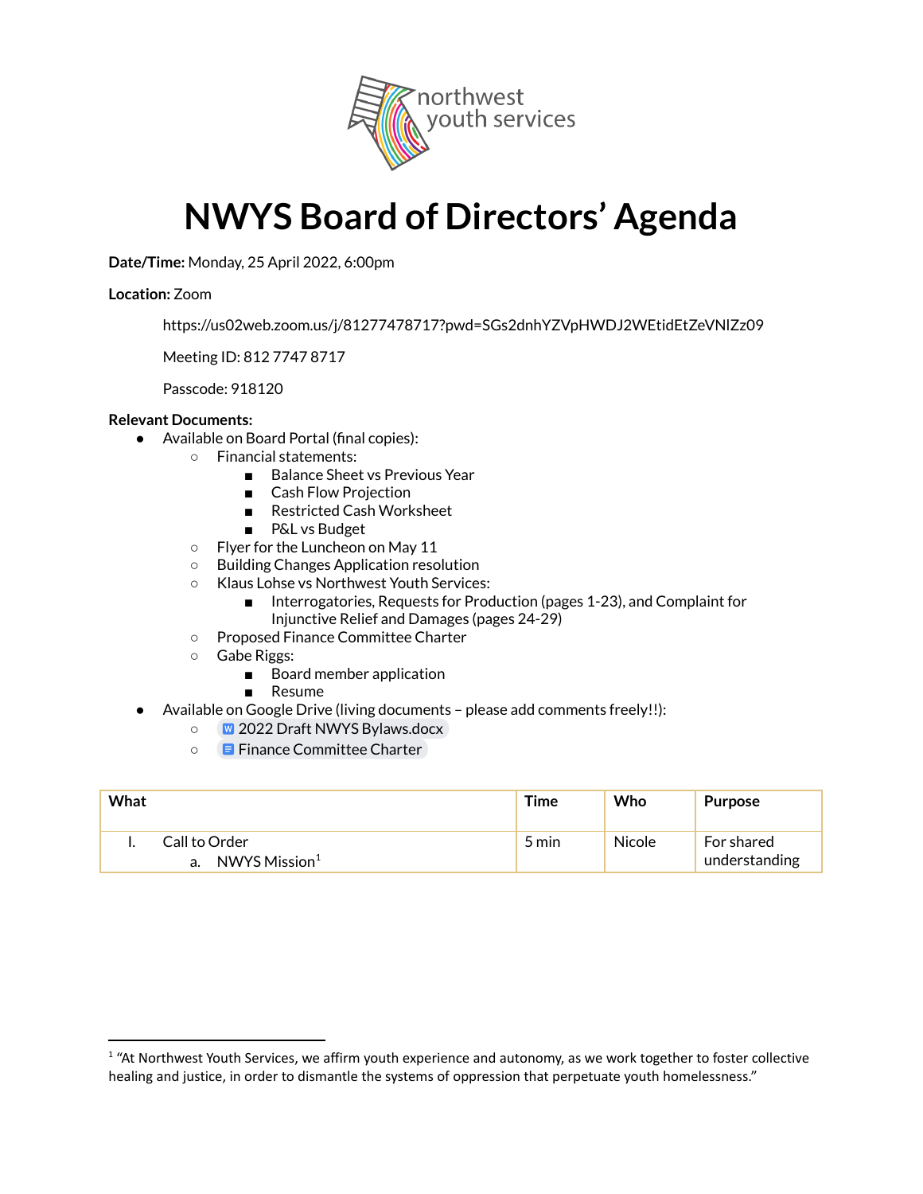# NWYS Board of Directors' Agenda

**Date/Time:** Monday, 25 April 2022, 6:00pm

**Location:** Zoom

https://us02web.zoom.us/j/81277478717?pwd=SGs2dnhYZVpHWDJ2WEtidEtZeVNlZz09

Meeting ID: 812 7747 8717

Passcode: 918120

**Relevant Documents:**

- Available on Board Portal (final copies):
  - Financial statements:
    - Balance Sheet vs Previous Year
    - Cash Flow Projection
    - Restricted Cash Worksheet
    - P&L vs Budget
  - Flyer for the Luncheon on May 11
  - Building Changes Application resolution
  - Klaus Lohse vs Northwest Youth Services:
    - Interrogatories, Requests for Production (pages 1-23), and Complaint for Injunctive Relief and Damages (pages 24-29)
  - Proposed Finance Committee Charter
  - Gabe Riggs:
    - Board member application
    - Resume
- Available on Google Drive (living documents – please add comments freely!!):
  - 2022 Draft NWYS Bylaws.docx
  - Finance Committee Charter

| What | Time | Who | Purpose |
|---|---|---|---|
| I. Call to Order<br>a. NWYS Mission[1] | 5 min | Nicole | For shared understanding |

[1] "At Northwest Youth Services, we affirm youth experience and autonomy, as we work together to foster collective healing and justice, in order to dismantle the systems of oppression that perpetuate youth homelessness."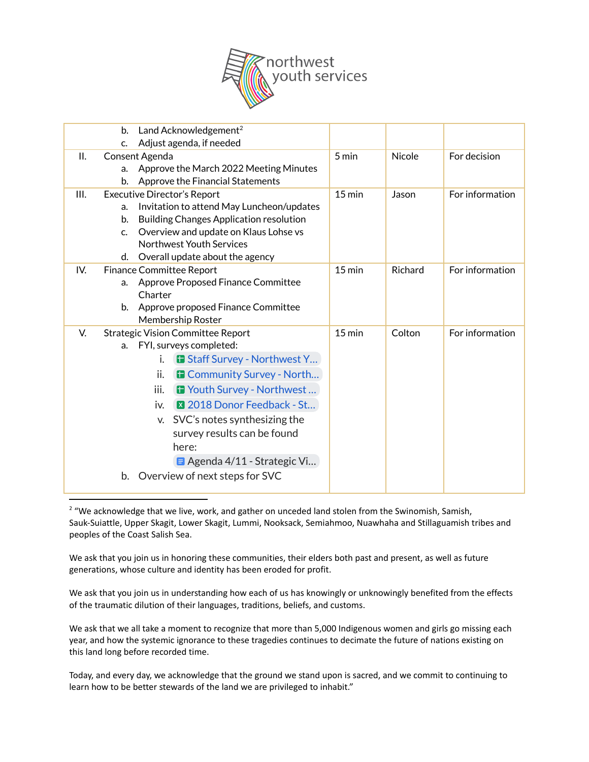| | | | |
|---|---|---|---|
| b. Land Acknowledgement[2]<br>c. Adjust agenda, if needed | | | |
| II. Consent Agenda<br>a. Approve the March 2022 Meeting Minutes<br>b. Approve the Financial Statements | 5 min | Nicole | For decision |
| III. Executive Director's Report<br>a. Invitation to attend May Luncheon/updates<br>b. Building Changes Application resolution<br>c. Overview and update on Klaus Lohse vs Northwest Youth Services<br>d. Overall update about the agency | 15 min | Jason | For information |
| IV. Finance Committee Report<br>a. Approve Proposed Finance Committee Charter<br>b. Approve proposed Finance Committee Membership Roster | 15 min | Richard | For information |
| V. Strategic Vision Committee Report<br>a. FYI, surveys completed:<br>i. Staff Survey - Northwest Y...<br>ii. Community Survey - North...<br>iii. Youth Survey - Northwest ...<br>iv. 2018 Donor Feedback - St...<br>v. SVC's notes synthesizing the survey results can be found here: Agenda 4/11 - Strategic Vi...<br>b. Overview of next steps for SVC | 15 min | Colton | For information |

[2] "We acknowledge that we live, work, and gather on unceded land stolen from the Swinomish, Samish, Sauk-Suiattle, Upper Skagit, Lower Skagit, Lummi, Nooksack, Semiahmoo, Nuawhaha and Stillaguamish tribes and peoples of the Coast Salish Sea.

We ask that you join us in honoring these communities, their elders both past and present, as well as future generations, whose culture and identity has been eroded for profit.

We ask that you join us in understanding how each of us has knowingly or unknowingly benefited from the effects of the traumatic dilution of their languages, traditions, beliefs, and customs.

We ask that we all take a moment to recognize that more than 5,000 Indigenous women and girls go missing each year, and how the systemic ignorance to these tragedies continues to decimate the future of nations existing on this land long before recorded time.

Today, and every day, we acknowledge that the ground we stand upon is sacred, and we commit to continuing to learn how to be better stewards of the land we are privileged to inhabit."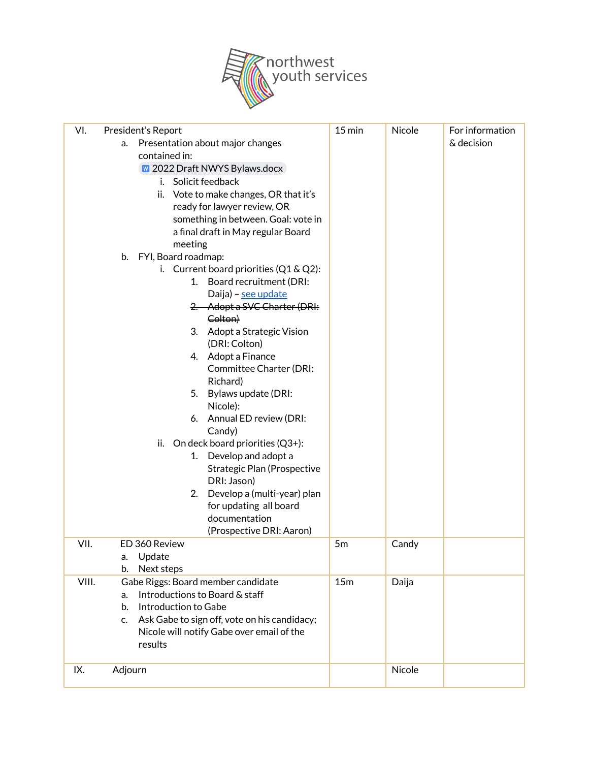| VI. President's Report<br>a. Presentation about major changes contained in: 2022 Draft NWYS Bylaws.docx<br>i. Solicit feedback<br>ii. Vote to make changes, OR that it's ready for lawyer review, OR something in between. Goal: vote in a final draft in May regular Board meeting<br>b. FYI, Board roadmap:<br>i. Current board priorities (Q1 & Q2):<br>1. Board recruitment (DRI: Daija) – see update<br>2. ~~Adopt a SVC Charter (DRI: Colton)~~<br>3. Adopt a Strategic Vision (DRI: Colton)<br>4. Adopt a Finance Committee Charter (DRI: Richard)<br>5. Bylaws update (DRI: Nicole):<br>6. Annual ED review (DRI: Candy)<br>ii. On deck board priorities (Q3+):<br>1. Develop and adopt a Strategic Plan (Prospective DRI: Jason)<br>2. Develop a (multi-year) plan for updating all board documentation (Prospective DRI: Aaron) | 15 min | Nicole | For information & decision |
|---|---|---|---|
| VII. ED 360 Review<br>a. Update<br>b. Next steps | 5m | Candy | |
| VIII. Gabe Riggs: Board member candidate<br>a. Introductions to Board & staff<br>b. Introduction to Gabe<br>c. Ask Gabe to sign off, vote on his candidacy; Nicole will notify Gabe over email of the results | 15m | Daija | |
| IX. Adjourn | | Nicole | |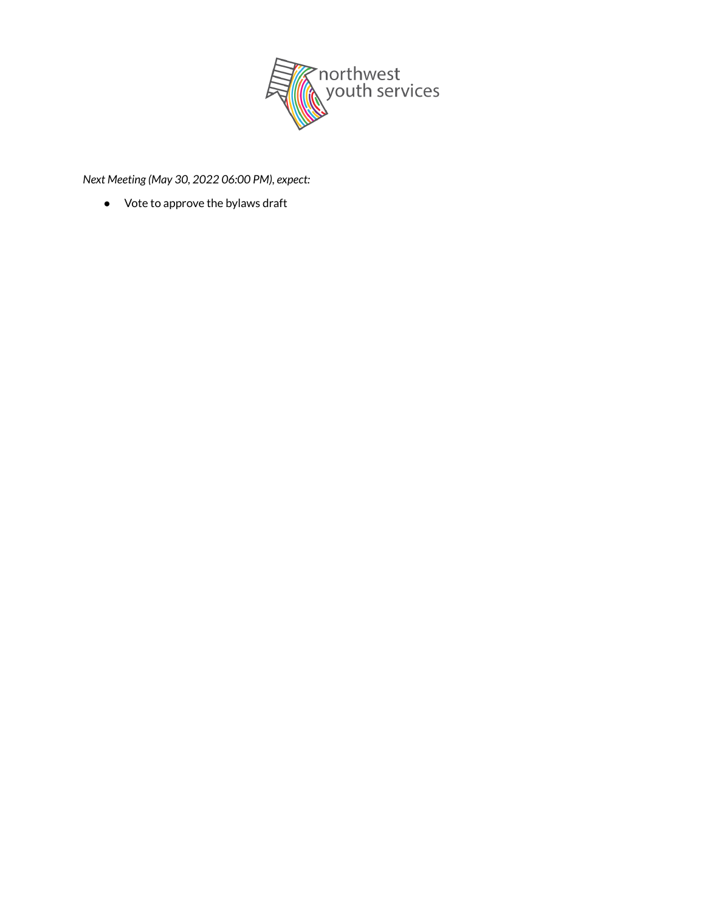*Next Meeting (May 30, 2022 06:00 PM), expect:*

- Vote to approve the bylaws draft